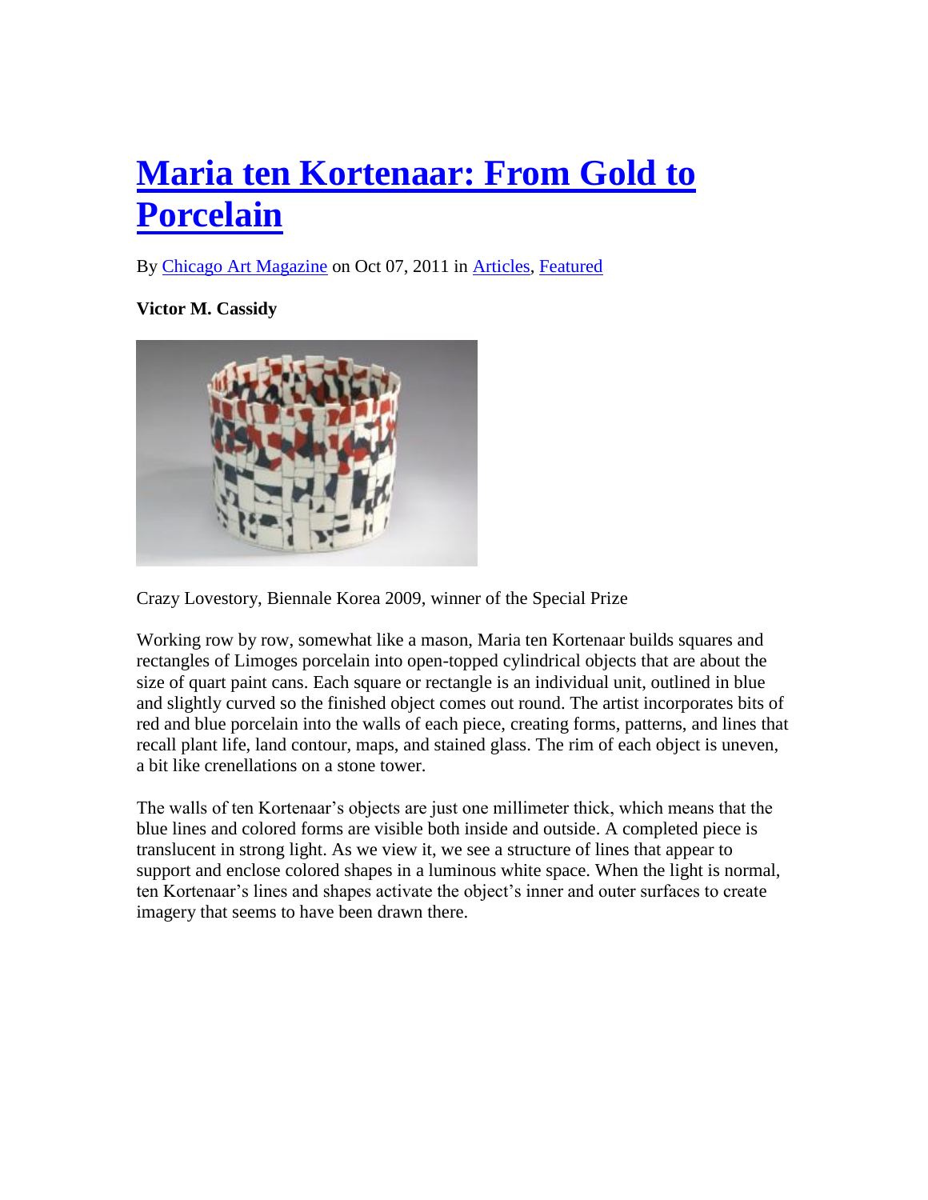# Maria ten Kortenaar: From Gold to Porcelain

By Chicago Art Magazine on Oct 07, 2011 in Articles, Featured

**Victor M. Cassidy**

Crazy Lovestory, Biennale Korea 2009, winner of the Special Prize

Working row by row, somewhat like a mason, Maria ten Kortenaar builds squares and rectangles of Limoges porcelain into open-topped cylindrical objects that are about the size of quart paint cans. Each square or rectangle is an individual unit, outlined in blue and slightly curved so the finished object comes out round. The artist incorporates bits of red and blue porcelain into the walls of each piece, creating forms, patterns, and lines that recall plant life, land contour, maps, and stained glass. The rim of each object is uneven, a bit like crenellations on a stone tower.

The walls of ten Kortenaar's objects are just one millimeter thick, which means that the blue lines and colored forms are visible both inside and outside. A completed piece is translucent in strong light. As we view it, we see a structure of lines that appear to support and enclose colored shapes in a luminous white space. When the light is normal, ten Kortenaar's lines and shapes activate the object's inner and outer surfaces to create imagery that seems to have been drawn there.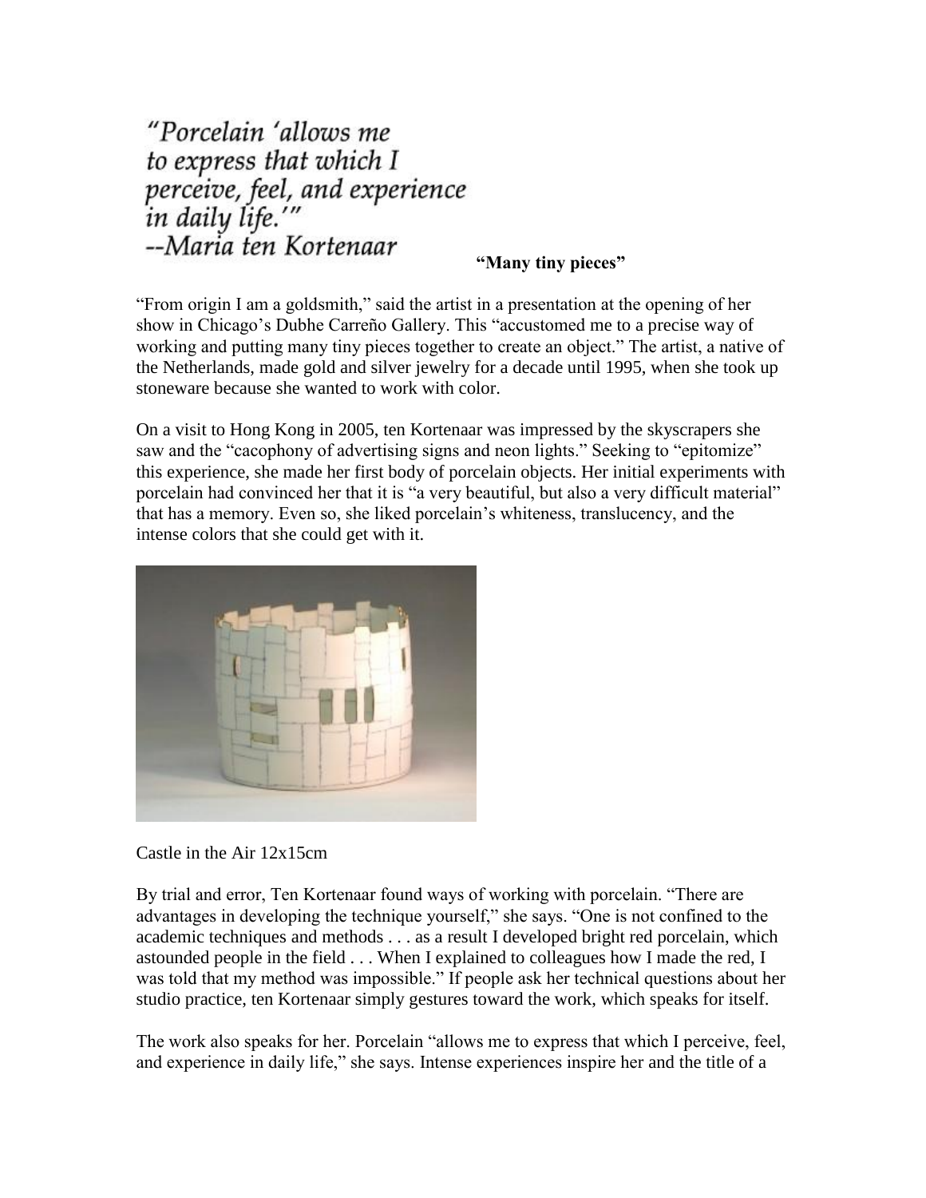*"Porcelain 'allows me to express that which I perceive, feel, and experience in daily life.'"*
*--Maria ten Kortenaar*

**"Many tiny pieces"**

"From origin I am a goldsmith," said the artist in a presentation at the opening of her show in Chicago's Dubhe Carreño Gallery. This "accustomed me to a precise way of working and putting many tiny pieces together to create an object." The artist, a native of the Netherlands, made gold and silver jewelry for a decade until 1995, when she took up stoneware because she wanted to work with color.

On a visit to Hong Kong in 2005, ten Kortenaar was impressed by the skyscrapers she saw and the "cacophony of advertising signs and neon lights." Seeking to "epitomize" this experience, she made her first body of porcelain objects. Her initial experiments with porcelain had convinced her that it is "a very beautiful, but also a very difficult material" that has a memory. Even so, she liked porcelain's whiteness, translucency, and the intense colors that she could get with it.

Castle in the Air 12x15cm

By trial and error, Ten Kortenaar found ways of working with porcelain. "There are advantages in developing the technique yourself," she says. "One is not confined to the academic techniques and methods . . . as a result I developed bright red porcelain, which astounded people in the field . . . When I explained to colleagues how I made the red, I was told that my method was impossible." If people ask her technical questions about her studio practice, ten Kortenaar simply gestures toward the work, which speaks for itself.

The work also speaks for her. Porcelain "allows me to express that which I perceive, feel, and experience in daily life," she says. Intense experiences inspire her and the title of a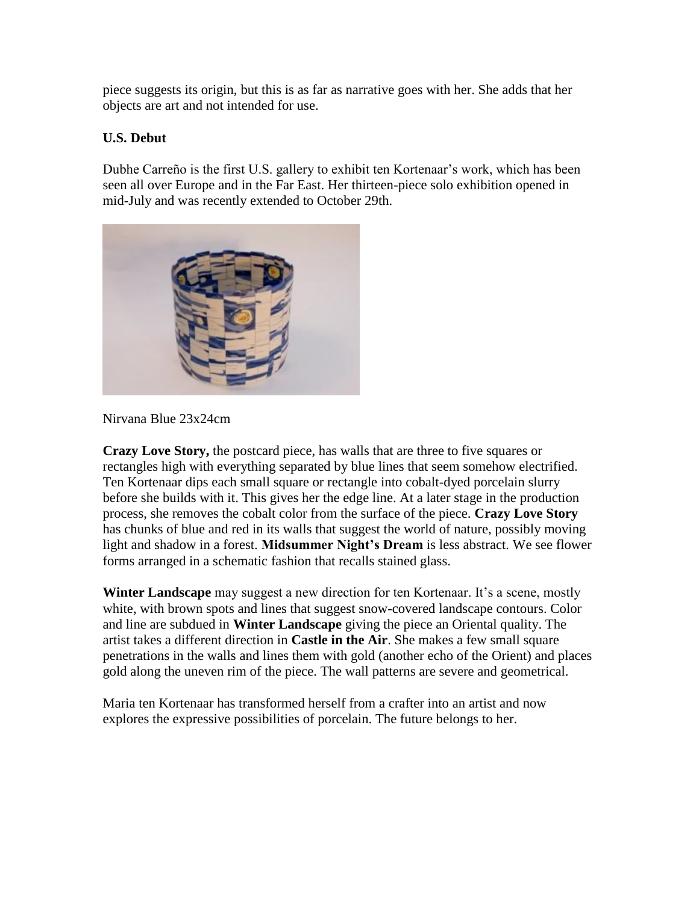piece suggests its origin, but this is as far as narrative goes with her. She adds that her objects are art and not intended for use.

**U.S. Debut**

Dubhe Carreño is the first U.S. gallery to exhibit ten Kortenaar's work, which has been seen all over Europe and in the Far East. Her thirteen-piece solo exhibition opened in mid-July and was recently extended to October 29th.

Nirvana Blue 23x24cm

**Crazy Love Story,** the postcard piece, has walls that are three to five squares or rectangles high with everything separated by blue lines that seem somehow electrified. Ten Kortenaar dips each small square or rectangle into cobalt-dyed porcelain slurry before she builds with it. This gives her the edge line. At a later stage in the production process, she removes the cobalt color from the surface of the piece. **Crazy Love Story** has chunks of blue and red in its walls that suggest the world of nature, possibly moving light and shadow in a forest. **Midsummer Night's Dream** is less abstract. We see flower forms arranged in a schematic fashion that recalls stained glass.

**Winter Landscape** may suggest a new direction for ten Kortenaar. It's a scene, mostly white, with brown spots and lines that suggest snow-covered landscape contours. Color and line are subdued in **Winter Landscape** giving the piece an Oriental quality. The artist takes a different direction in **Castle in the Air**. She makes a few small square penetrations in the walls and lines them with gold (another echo of the Orient) and places gold along the uneven rim of the piece. The wall patterns are severe and geometrical.

Maria ten Kortenaar has transformed herself from a crafter into an artist and now explores the expressive possibilities of porcelain. The future belongs to her.